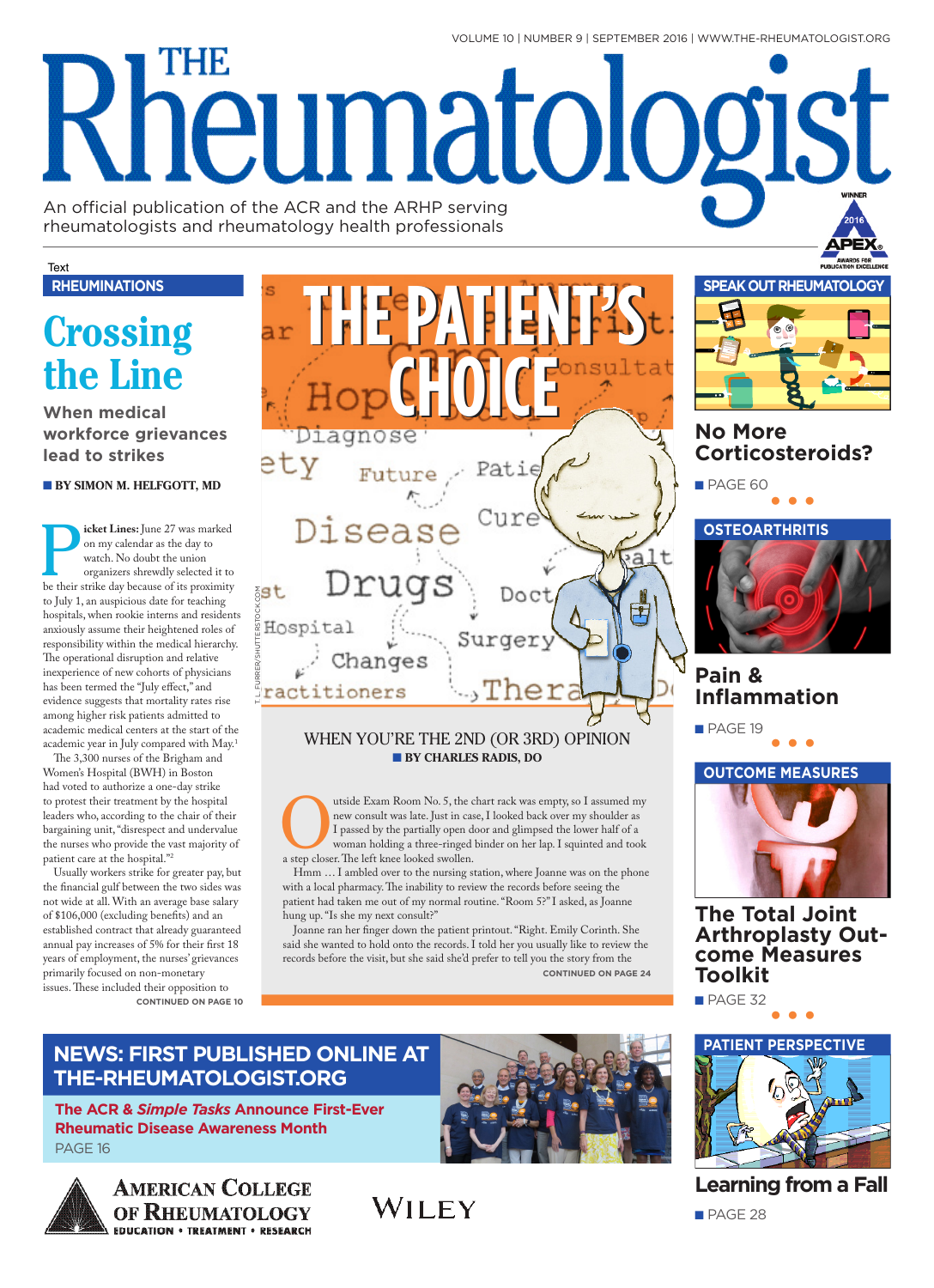# THE Rheumatologist

An official publication of the ACR and the ARHP serving rheumatologists and rheumatology health professionals

**RHEUMINATIONS**

## Crossing the Line

### When medical workforce grievances lead to strikes

**BY SIMON M. HELFGOTT, MD**

**Picket Lines:** June 27 was marked on my calendar as the day to watch. No doubt the union organizers shrewdly selected it to be their strike day because of its proximity to July 1, an auspicious date for teaching hospitals, when rookie interns and residents anxiously assume their heightened roles of responsibility within the medical hierarchy. The operational disruption and relative inexperience of new cohorts of physicians has been termed the "July effect," and evidence suggests that mortality rates rise among higher risk patients admitted to academic medical centers at the start of the academic year in July compared with May.[1]

The 3,300 nurses of the Brigham and Women's Hospital (BWH) in Boston had voted to authorize a one-day strike to protest their treatment by the hospital leaders who, according to the chair of their bargaining unit, "disrespect and undervalue the nurses who provide the vast majority of patient care at the hospital."[2]

Usually workers strike for greater pay, but the financial gulf between the two sides was not wide at all. With an average base salary of $106,000 (excluding benefits) and an established contract that already guaranteed annual pay increases of 5% for their first 18 years of employment, the nurses' grievances primarily focused on non-monetary issues. These included their opposition to

CONTINUED ON PAGE 10

# THE PATIENT'S CHOICE

## WHEN YOU'RE THE 2ND (OR 3RD) OPINION

**BY CHARLES RADIS, DO**

Outside Exam Room No. 5, the chart rack was empty, so I assumed my new consult was late. Just in case, I looked back over my shoulder as I passed by the partially open door and glimpsed the lower half of a woman holding a three-ringed binder on her lap. I squinted and took a step closer. The left knee looked swollen.

Hmm … I ambled over to the nursing station, where Joanne was on the phone with a local pharmacy. The inability to review the records before seeing the patient had taken me out of my normal routine. "Room 5?" I asked, as Joanne hung up. "Is she my next consult?"

Joanne ran her finger down the patient printout. "Right. Emily Corinth. She said she wanted to hold onto the records. I told her you usually like to review the records before the visit, but she said she'd prefer to tell you the story from the

CONTINUED ON PAGE 24

T. L. FURRER/SHUTTERSTOCK.COM

**SPEAK OUT RHEUMATOLOGY**

### No More Corticosteroids?

PAGE 60

**OSTEOARTHRITIS**

### Pain & Inflammation

PAGE 19

**OUTCOME MEASURES**

### The Total Joint Arthroplasty Outcome Measures Toolkit

PAGE 32

**PATIENT PERSPECTIVE**

### Learning from a Fall

PAGE 28

## NEWS: FIRST PUBLISHED ONLINE AT THE-RHEUMATOLOGIST.ORG

**The ACR & *Simple Tasks* Announce First-Ever Rheumatic Disease Awareness Month**

PAGE 16

AMERICAN COLLEGE OF RHEUMATOLOGY — EDUCATION • TREATMENT • RESEARCH

WILEY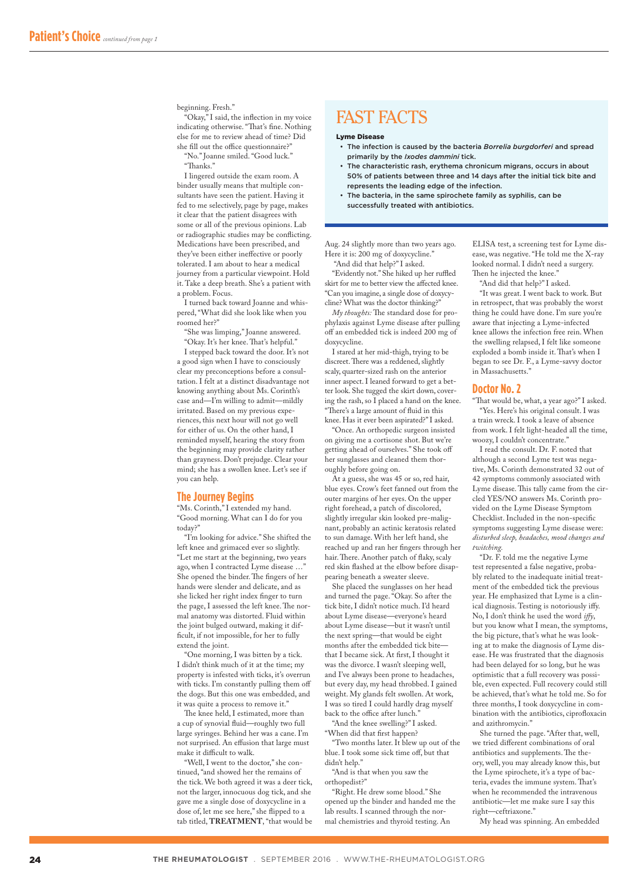beginning. Fresh."

"Okay," I said, the inflection in my voice indicating otherwise. "That's fine. Nothing else for me to review ahead of time? Did she fill out the office questionnaire?"

"No." Joanne smiled. "Good luck."

"Thanks."

I lingered outside the exam room. A binder usually means that multiple consultants have seen the patient. Having it fed to me selectively, page by page, makes it clear that the patient disagrees with some or all of the previous opinions. Lab or radiographic studies may be conflicting. Medications have been prescribed, and they've been either ineffective or poorly tolerated. I am about to hear a medical journey from a particular viewpoint. Hold it. Take a deep breath. She's a patient with a problem. Focus.

I turned back toward Joanne and whispered, "What did she look like when you roomed her?"

"She was limping," Joanne answered.

"Okay. It's her knee. That's helpful."

I stepped back toward the door. It's not a good sign when I have to consciously clear my preconceptions before a consultation. I felt at a distinct disadvantage not knowing anything about Ms. Corinth's case and—I'm willing to admit—mildly irritated. Based on my previous experiences, this next hour will not go well for either of us. On the other hand, I reminded myself, hearing the story from the beginning may provide clarity rather than grayness. Don't prejudge. Clear your mind; she has a swollen knee. Let's see if you can help.

## The Journey Begins

"Ms. Corinth," I extended my hand. "Good morning. What can I do for you today?"

"I'm looking for advice." She shifted the left knee and grimaced ever so slightly. "Let me start at the beginning, two years ago, when I contracted Lyme disease …" She opened the binder. The fingers of her hands were slender and delicate, and as she licked her right index finger to turn the page, I assessed the left knee. The normal anatomy was distorted. Fluid within the joint bulged outward, making it difficult, if not impossible, for her to fully extend the joint.

"One morning, I was bitten by a tick. I didn't think much of it at the time; my property is infested with ticks, it's overrun with ticks. I'm constantly pulling them off the dogs. But this one was embedded, and it was quite a process to remove it."

The knee held, I estimated, more than a cup of synovial fluid—roughly two full large syringes. Behind her was a cane. I'm not surprised. An effusion that large must make it difficult to walk.

"Well, I went to the doctor," she continued, "and showed her the remains of the tick. We both agreed it was a deer tick, not the larger, innocuous dog tick, and she gave me a single dose of doxycycline in a dose of, let me see here," she flipped to a tab titled, **TREATMENT**, "that would be Aug. 24 slightly more than two years ago. Here it is: 200 mg of doxycycline."

"And did that help?" I asked.

"Evidently not." She hiked up her ruffled skirt for me to better view the affected knee. "Can you imagine, a single dose of doxycycline? What was the doctor thinking?"

*My thoughts:* The standard dose for prophylaxis against Lyme disease after pulling off an embedded tick is indeed 200 mg of doxycycline.

I stared at her mid-thigh, trying to be discreet. There was a reddened, slightly scaly, quarter-sized rash on the anterior inner aspect. I leaned forward to get a better look. She tugged the skirt down, covering the rash, so I placed a hand on the knee. "There's a large amount of fluid in this knee. Has it ever been aspirated?" I asked.

"Once. An orthopedic surgeon insisted on giving me a cortisone shot. But we're getting ahead of ourselves." She took off her sunglasses and cleaned them thoroughly before going on.

At a guess, she was 45 or so, red hair, blue eyes. Crow's feet fanned out from the outer margins of her eyes. On the upper right forehead, a patch of discolored, slightly irregular skin looked pre-malignant, probably an actinic keratosis related to sun damage. With her left hand, she reached up and ran her fingers through her hair. There. Another patch of flaky, scaly red skin flashed at the elbow before disappearing beneath a sweater sleeve.

She placed the sunglasses on her head and turned the page. "Okay. So after the tick bite, I didn't notice much. I'd heard about Lyme disease—everyone's heard about Lyme disease—but it wasn't until the next spring—that would be eight months after the embedded tick bite—that I became sick. At first, I thought it was the divorce. I wasn't sleeping well, and I've always been prone to headaches, but every day, my head throbbed. I gained weight. My glands felt swollen. At work, I was so tired I could hardly drag myself back to the office after lunch."

"And the knee swelling?" I asked. "When did that first happen?

"Two months later. It blew up out of the blue. I took some sick time off, but that didn't help."

"And is that when you saw the orthopedist?"

"Right. He drew some blood." She opened up the binder and handed me the lab results. I scanned through the normal chemistries and thyroid testing. An ELISA test, a screening test for Lyme disease, was negative. "He told me the X-ray looked normal. I didn't need a surgery. Then he injected the knee."

"And did that help?" I asked.

"It was great. I went back to work. But in retrospect, that was probably the worst thing he could have done. I'm sure you're aware that injecting a Lyme-infected knee allows the infection free rein. When the swelling relapsed, I felt like someone exploded a bomb inside it. That's when I began to see Dr. F., a Lyme-savvy doctor in Massachusetts."

## Doctor No. 2

"That would be, what, a year ago?" I asked.

"Yes. Here's his original consult. I was a train wreck. I took a leave of absence from work. I felt light-headed all the time, woozy, I couldn't concentrate."

I read the consult. Dr. F. noted that although a second Lyme test was negative, Ms. Corinth demonstrated 32 out of 42 symptoms commonly associated with Lyme disease. This tally came from the circled YES/NO answers Ms. Corinth provided on the Lyme Disease Symptom Checklist. Included in the non-specific symptoms suggesting Lyme disease were: *disturbed sleep, headaches, mood changes and twitching.*

"Dr. F. told me the negative Lyme test represented a false negative, probably related to the inadequate initial treatment of the embedded tick the previous year. He emphasized that Lyme is a clinical diagnosis. Testing is notoriously iffy. No, I don't think he used the word *iffy*, but you know what I mean, the symptoms, the big picture, that's what he was looking at to make the diagnosis of Lyme disease. He was frustrated that the diagnosis had been delayed for so long, but he was optimistic that a full recovery was possible, even expected. Full recovery could still be achieved, that's what he told me. So for three months, I took doxycycline in combination with the antibiotics, ciprofloxacin and azithromycin."

She turned the page. "After that, well, we tried different combinations of oral antibiotics and supplements. The theory, well, you may already know this, but the Lyme spirochete, it's a type of bacteria, evades the immune system. That's when he recommended the intravenous antibiotic—let me make sure I say this right—ceftriaxone."

My head was spinning. An embedded

## FAST FACTS

**Lyme Disease**

- The infection is caused by the bacteria *Borrelia burgdorferi* and spread primarily by the *Ixodes dammini* tick.
- The characteristic rash, erythema chronicum migrans, occurs in about 50% of patients between three and 14 days after the initial tick bite and represents the leading edge of the infection.
- The bacteria, in the same spirochete family as syphilis, can be successfully treated with antibiotics.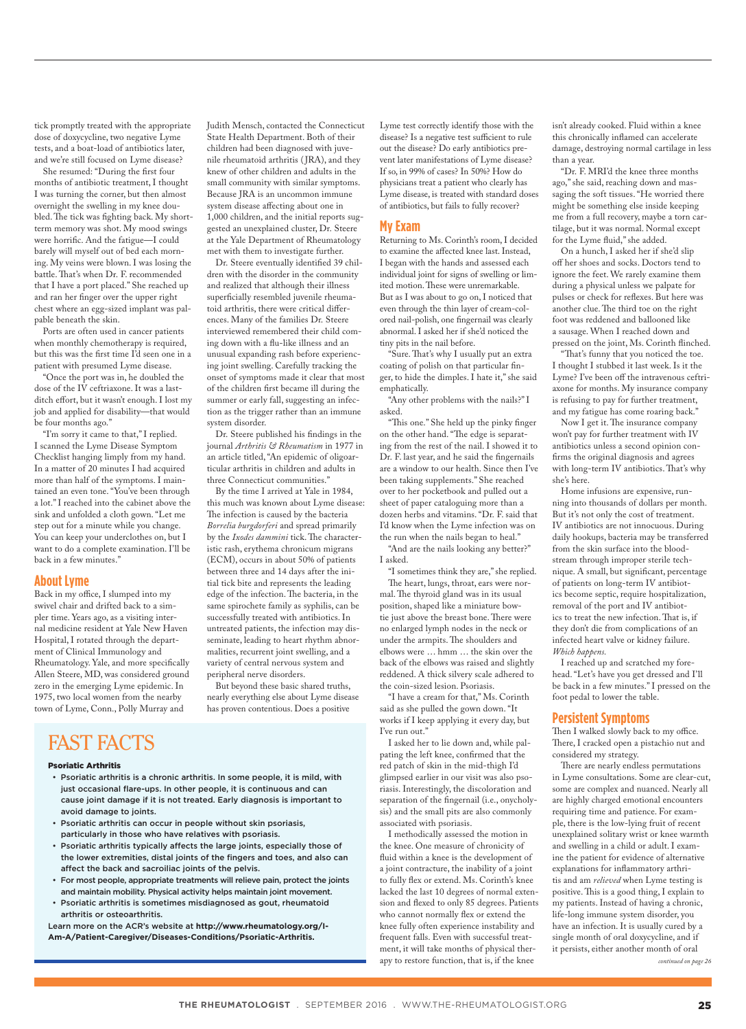tick promptly treated with the appropriate dose of doxycycline, two negative Lyme tests, and a boat-load of antibiotics later, and we're still focused on Lyme disease?

She resumed: "During the first four months of antibiotic treatment, I thought I was turning the corner, but then almost overnight the swelling in my knee doubled. The tick was fighting back. My short-term memory was shot. My mood swings were horrific. And the fatigue—I could barely will myself out of bed each morning. My veins were blown. I was losing the battle. That's when Dr. F. recommended that I have a port placed." She reached up and ran her finger over the upper right chest where an egg-sized implant was palpable beneath the skin.

Ports are often used in cancer patients when monthly chemotherapy is required, but this was the first time I'd seen one in a patient with presumed Lyme disease.

"Once the port was in, he doubled the dose of the IV ceftriaxone. It was a last-ditch effort, but it wasn't enough. I lost my job and applied for disability—that would be four months ago."

"I'm sorry it came to that," I replied. I scanned the Lyme Disease Symptom Checklist hanging limply from my hand. In a matter of 20 minutes I had acquired more than half of the symptoms. I maintained an even tone. "You've been through a lot." I reached into the cabinet above the sink and unfolded a cloth gown. "Let me step out for a minute while you change. You can keep your underclothes on, but I want to do a complete examination. I'll be back in a few minutes."

## About Lyme

Back in my office, I slumped into my swivel chair and drifted back to a simpler time. Years ago, as a visiting internal medicine resident at Yale New Haven Hospital, I rotated through the department of Clinical Immunology and Rheumatology. Yale, and more specifically Allen Steere, MD, was considered ground zero in the emerging Lyme epidemic. In 1975, two local women from the nearby town of Lyme, Conn., Polly Murray and Judith Mensch, contacted the Connecticut State Health Department. Both of their children had been diagnosed with juvenile rheumatoid arthritis (JRA), and they knew of other children and adults in the small community with similar symptoms. Because JRA is an uncommon immune system disease affecting about one in 1,000 children, and the initial reports suggested an unexplained cluster, Dr. Steere at the Yale Department of Rheumatology met with them to investigate further.

Dr. Steere eventually identified 39 children with the disorder in the community and realized that although their illness superficially resembled juvenile rheumatoid arthritis, there were critical differences. Many of the families Dr. Steere interviewed remembered their child coming down with a flu-like illness and an unusual expanding rash before experiencing joint swelling. Carefully tracking the onset of symptoms made it clear that most of the children first became ill during the summer or early fall, suggesting an infection as the trigger rather than an immune system disorder.

Dr. Steere published his findings in the journal *Arthritis & Rheumatism* in 1977 in an article titled, "An epidemic of oligoarticular arthritis in children and adults in three Connecticut communities."

By the time I arrived at Yale in 1984, this much was known about Lyme disease: The infection is caused by the bacteria *Borrelia burgdorferi* and spread primarily by the *Ixodes dammini* tick. The characteristic rash, erythema chronicum migrans (ECM), occurs in about 50% of patients between three and 14 days after the initial tick bite and represents the leading edge of the infection. The bacteria, in the same spirochete family as syphilis, can be successfully treated with antibiotics. In untreated patients, the infection may disseminate, leading to heart rhythm abnormalities, recurrent joint swelling, and a variety of central nervous system and peripheral nerve disorders.

But beyond these basic shared truths, nearly everything else about Lyme disease has proven contentious. Does a positive Lyme test correctly identify those with the disease? Is a negative test sufficient to rule out the disease? Do early antibiotics prevent later manifestations of Lyme disease? If so, in 99% of cases? In 50%? How do physicians treat a patient who clearly has Lyme disease, is treated with standard doses of antibiotics, but fails to fully recover?

## My Exam

Returning to Ms. Corinth's room, I decided to examine the affected knee last. Instead, I began with the hands and assessed each individual joint for signs of swelling or limited motion. These were unremarkable. But as I was about to go on, I noticed that even through the thin layer of cream-colored nail-polish, one fingernail was clearly abnormal. I asked her if she'd noticed the tiny pits in the nail before.

"Sure. That's why I usually put an extra coating of polish on that particular finger, to hide the dimples. I hate it," she said emphatically.

"Any other problems with the nails?" I asked.

"This one." She held up the pinky finger on the other hand. "The edge is separating from the rest of the nail. I showed it to Dr. F. last year, and he said the fingernails are a window to our health. Since then I've been taking supplements." She reached over to her pocketbook and pulled out a sheet of paper cataloguing more than a dozen herbs and vitamins. "Dr. F. said that I'd know when the Lyme infection was on the run when the nails began to heal."

"And are the nails looking any better?" I asked.

"I sometimes think they are," she replied.

The heart, lungs, throat, ears were normal. The thyroid gland was in its usual position, shaped like a miniature bow-tie just above the breast bone. There were no enlarged lymph nodes in the neck or under the armpits. The shoulders and elbows were … hmm … the skin over the back of the elbows was raised and slightly reddened. A thick silvery scale adhered to the coin-sized lesion. Psoriasis.

"I have a cream for that," Ms. Corinth said as she pulled the gown down. "It works if I keep applying it every day, but I've run out."

I asked her to lie down and, while palpating the left knee, confirmed that the red patch of skin in the mid-thigh I'd glimpsed earlier in our visit was also psoriasis. Interestingly, the discoloration and separation of the fingernail (i.e., onycholysis) and the small pits are also commonly associated with psoriasis.

I methodically assessed the motion in the knee. One measure of chronicity of fluid within a knee is the development of a joint contracture, the inability of a joint to fully flex or extend. Ms. Corinth's knee lacked the last 10 degrees of normal extension and flexed to only 85 degrees. Patients who cannot normally flex or extend the knee fully often experience instability and frequent falls. Even with successful treatment, it will take months of physical therapy to restore function, that is, if the knee isn't already cooked. Fluid within a knee this chronically inflamed can accelerate damage, destroying normal cartilage in less than a year.

"Dr. F. MRI'd the knee three months ago," she said, reaching down and massaging the soft tissues. "He worried there might be something else inside keeping me from a full recovery, maybe a torn cartilage, but it was normal. Normal except for the Lyme fluid," she added.

On a hunch, I asked her if she'd slip off her shoes and socks. Doctors tend to ignore the feet. We rarely examine them during a physical unless we palpate for pulses or check for reflexes. But here was another clue. The third toe on the right foot was reddened and ballooned like a sausage. When I reached down and pressed on the joint, Ms. Corinth flinched.

"That's funny that you noticed the toe. I thought I stubbed it last week. Is it the Lyme? I've been off the intravenous ceftriaxone for months. My insurance company is refusing to pay for further treatment, and my fatigue has come roaring back."

Now I get it. The insurance company won't pay for further treatment with IV antibiotics unless a second opinion confirms the original diagnosis and agrees with long-term IV antibiotics. That's why she's here.

Home infusions are expensive, running into thousands of dollars per month. But it's not only the cost of treatment. IV antibiotics are not innocuous. During daily hookups, bacteria may be transferred from the skin surface into the bloodstream through improper sterile technique. A small, but significant, percentage of patients on long-term IV antibiotics become septic, require hospitalization, removal of the port and IV antibiotics to treat the new infection. That is, if they don't die from complications of an infected heart valve or kidney failure. *Which happens.*

I reached up and scratched my forehead. "Let's have you get dressed and I'll be back in a few minutes." I pressed on the foot pedal to lower the table.

## Persistent Symptoms

Then I walked slowly back to my office. There, I cracked open a pistachio nut and considered my strategy.

There are nearly endless permutations in Lyme consultations. Some are clear-cut, some are complex and nuanced. Nearly all are highly charged emotional encounters requiring time and patience. For example, there is the low-lying fruit of recent unexplained solitary wrist or knee warmth and swelling in a child or adult. I examine the patient for evidence of alternative explanations for inflammatory arthritis and am *relieved* when Lyme testing is positive. This is a good thing, I explain to my patients. Instead of having a chronic, life-long immune system disorder, you have an infection. It is usually cured by a single month of oral doxycycline, and if it persists, either another month of oral

*continued on page 26*

## FAST FACTS

**Psoriatic Arthritis**

- Psoriatic arthritis is a chronic arthritis. In some people, it is mild, with just occasional flare-ups. In other people, it is continuous and can cause joint damage if it is not treated. Early diagnosis is important to avoid damage to joints.
- Psoriatic arthritis can occur in people without skin psoriasis, particularly in those who have relatives with psoriasis.
- Psoriatic arthritis typically affects the large joints, especially those of the lower extremities, distal joints of the fingers and toes, and also can affect the back and sacroiliac joints of the pelvis.
- For most people, appropriate treatments will relieve pain, protect the joints and maintain mobility. Physical activity helps maintain joint movement.
- Psoriatic arthritis is sometimes misdiagnosed as gout, rheumatoid arthritis or osteoarthritis.

Learn more on the ACR's website at **http://www.rheumatology.org/I-Am-A/Patient-Caregiver/Diseases-Conditions/Psoriatic-Arthritis.**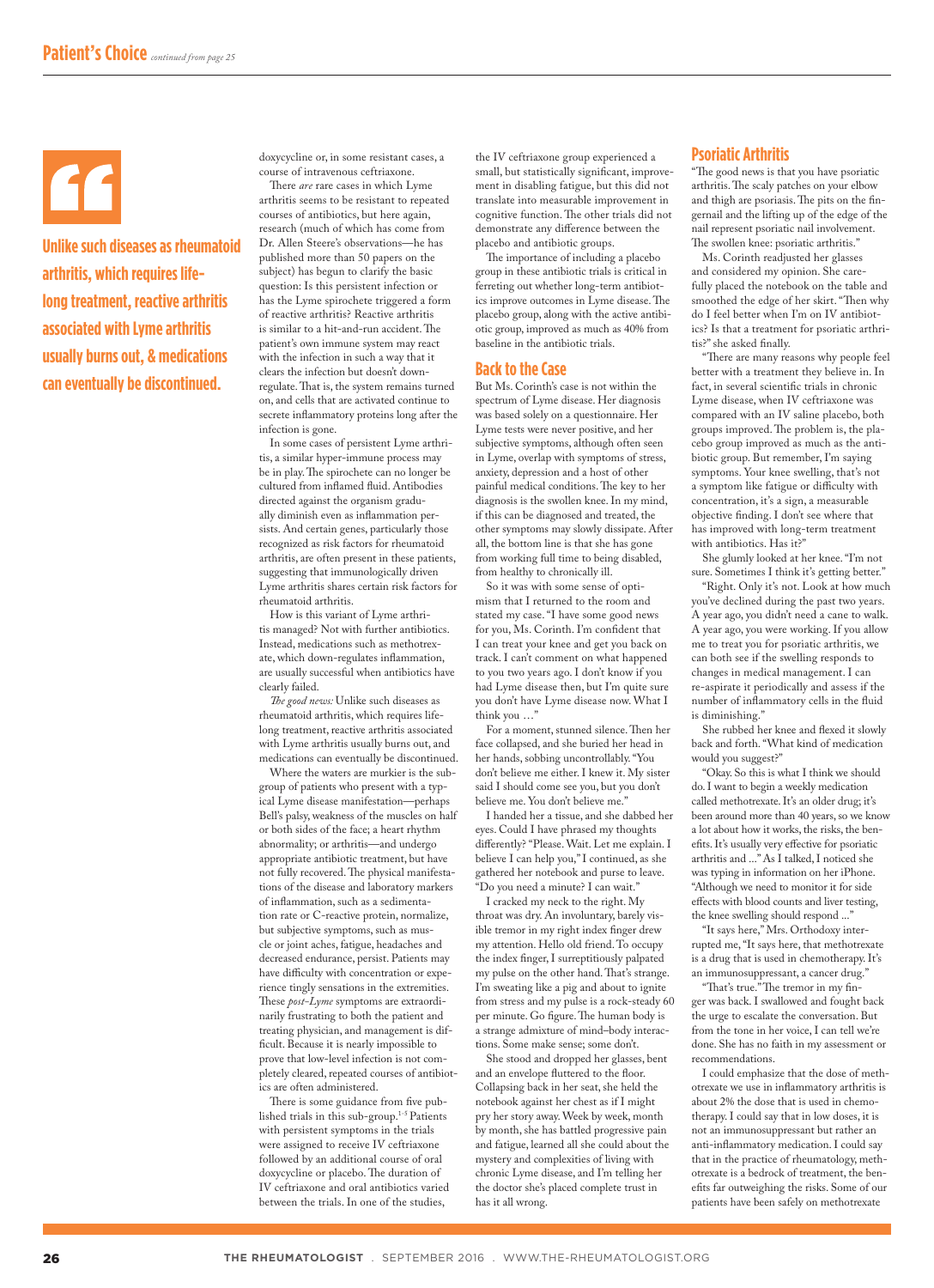> **Unlike such diseases as rheumatoid arthritis, which requires lifelong treatment, reactive arthritis associated with Lyme arthritis usually burns out, & medications can eventually be discontinued.**

doxycycline or, in some resistant cases, a course of intravenous ceftriaxone.

There *are* rare cases in which Lyme arthritis seems to be resistant to repeated courses of antibiotics, but here again, research (much of which has come from Dr. Allen Steere's observations—he has published more than 50 papers on the subject) has begun to clarify the basic question: Is this persistent infection or has the Lyme spirochete triggered a form of reactive arthritis? Reactive arthritis is similar to a hit-and-run accident. The patient's own immune system may react with the infection in such a way that it clears the infection but doesn't down-regulate. That is, the system remains turned on, and cells that are activated continue to secrete inflammatory proteins long after the infection is gone.

In some cases of persistent Lyme arthritis, a similar hyper-immune process may be in play. The spirochete can no longer be cultured from inflamed fluid. Antibodies directed against the organism gradually diminish even as inflammation persists. And certain genes, particularly those recognized as risk factors for rheumatoid arthritis, are often present in these patients, suggesting that immunologically driven Lyme arthritis shares certain risk factors for rheumatoid arthritis.

How is this variant of Lyme arthritis managed? Not with further antibiotics. Instead, medications such as methotrexate, which down-regulates inflammation, are usually successful when antibiotics have clearly failed.

*The good news:* Unlike such diseases as rheumatoid arthritis, which requires lifelong treatment, reactive arthritis associated with Lyme arthritis usually burns out, and medications can eventually be discontinued.

Where the waters are murkier is the subgroup of patients who present with a typical Lyme disease manifestation—perhaps Bell's palsy, weakness of the muscles on half or both sides of the face; a heart rhythm abnormality; or arthritis—and undergo appropriate antibiotic treatment, but have not fully recovered. The physical manifestations of the disease and laboratory markers of inflammation, such as a sedimentation rate or C-reactive protein, normalize, but subjective symptoms, such as muscle or joint aches, fatigue, headaches and decreased endurance, persist. Patients may have difficulty with concentration or experience tingly sensations in the extremities. These *post-Lyme* symptoms are extraordinarily frustrating to both the patient and treating physician, and management is difficult. Because it is nearly impossible to prove that low-level infection is not completely cleared, repeated courses of antibiotics are often administered.

There is some guidance from five published trials in this sub-group.[1-5] Patients with persistent symptoms in the trials were assigned to receive IV ceftriaxone followed by an additional course of oral doxycycline or placebo. The duration of IV ceftriaxone and oral antibiotics varied between the trials. In one of the studies, the IV ceftriaxone group experienced a small, but statistically significant, improvement in disabling fatigue, but this did not translate into measurable improvement in cognitive function. The other trials did not demonstrate any difference between the placebo and antibiotic groups.

The importance of including a placebo group in these antibiotic trials is critical in ferreting out whether long-term antibiotics improve outcomes in Lyme disease. The placebo group, along with the active antibiotic group, improved as much as 40% from baseline in the antibiotic trials.

## Back to the Case

But Ms. Corinth's case is not within the spectrum of Lyme disease. Her diagnosis was based solely on a questionnaire. Her Lyme tests were never positive, and her subjective symptoms, although often seen in Lyme, overlap with symptoms of stress, anxiety, depression and a host of other painful medical conditions. The key to her diagnosis is the swollen knee. In my mind, if this can be diagnosed and treated, the other symptoms may slowly dissipate. After all, the bottom line is that she has gone from working full time to being disabled, from healthy to chronically ill.

So it was with some sense of optimism that I returned to the room and stated my case. "I have some good news for you, Ms. Corinth. I'm confident that I can treat your knee and get you back on track. I can't comment on what happened to you two years ago. I don't know if you had Lyme disease then, but I'm quite sure you don't have Lyme disease now. What I think you …"

For a moment, stunned silence. Then her face collapsed, and she buried her head in her hands, sobbing uncontrollably. "You don't believe me either. I knew it. My sister said I should come see you, but you don't believe me. You don't believe me."

I handed her a tissue, and she dabbed her eyes. Could I have phrased my thoughts differently? "Please. Wait. Let me explain. I believe I can help you," I continued, as she gathered her notebook and purse to leave. "Do you need a minute? I can wait."

I cracked my neck to the right. My throat was dry. An involuntary, barely visible tremor in my right index finger drew my attention. Hello old friend. To occupy the index finger, I surreptitiously palpated my pulse on the other hand. That's strange. I'm sweating like a pig and about to ignite from stress and my pulse is a rock-steady 60 per minute. Go figure. The human body is a strange admixture of mind–body interactions. Some make sense; some don't.

She stood and dropped her glasses, bent and an envelope fluttered to the floor. Collapsing back in her seat, she held the notebook against her chest as if I might pry her story away. Week by week, month by month, she has battled progressive pain and fatigue, learned all she could about the mystery and complexities of living with chronic Lyme disease, and I'm telling her the doctor she's placed complete trust in has it all wrong.

## Psoriatic Arthritis

"The good news is that you have psoriatic arthritis. The scaly patches on your elbow and thigh are psoriasis. The pits on the fingernail and the lifting up of the edge of the nail represent psoriatic nail involvement. The swollen knee: psoriatic arthritis."

Ms. Corinth readjusted her glasses and considered my opinion. She carefully placed the notebook on the table and smoothed the edge of her skirt. "Then why do I feel better when I'm on IV antibiotics? Is that a treatment for psoriatic arthritis?" she asked finally.

"There are many reasons why people feel better with a treatment they believe in. In fact, in several scientific trials in chronic Lyme disease, when IV ceftriaxone was compared with an IV saline placebo, both groups improved. The problem is, the placebo group improved as much as the antibiotic group. But remember, I'm saying symptoms. Your knee swelling, that's not a symptom like fatigue or difficulty with concentration, it's a sign, a measurable objective finding. I don't see where that has improved with long-term treatment with antibiotics. Has it?"

She glumly looked at her knee. "I'm not sure. Sometimes I think it's getting better."

"Right. Only it's not. Look at how much you've declined during the past two years. A year ago, you didn't need a cane to walk. A year ago, you were working. If you allow me to treat you for psoriatic arthritis, we can both see if the swelling responds to changes in medical management. I can re-aspirate it periodically and assess if the number of inflammatory cells in the fluid is diminishing."

She rubbed her knee and flexed it slowly back and forth. "What kind of medication would you suggest?"

"Okay. So this is what I think we should do. I want to begin a weekly medication called methotrexate. It's an older drug; it's been around more than 40 years, so we know a lot about how it works, the risks, the benefits. It's usually very effective for psoriatic arthritis and …" As I talked, I noticed she was typing in information on her iPhone. "Although we need to monitor it for side effects with blood counts and liver testing, the knee swelling should respond …"

"It says here," Mrs. Orthodoxy interrupted me, "It says here, that methotrexate is a drug that is used in chemotherapy. It's an immunosuppressant, a cancer drug."

"That's true." The tremor in my finger was back. I swallowed and fought back the urge to escalate the conversation. But from the tone in her voice, I can tell we're done. She has no faith in my assessment or recommendations.

I could emphasize that the dose of methotrexate we use in inflammatory arthritis is about 2% the dose that is used in chemotherapy. I could say that in low doses, it is not an immunosuppressant but rather an anti-inflammatory medication. I could say that in the practice of rheumatology, methotrexate is a bedrock of treatment, the benefits far outweighing the risks. Some of our patients have been safely on methotrexate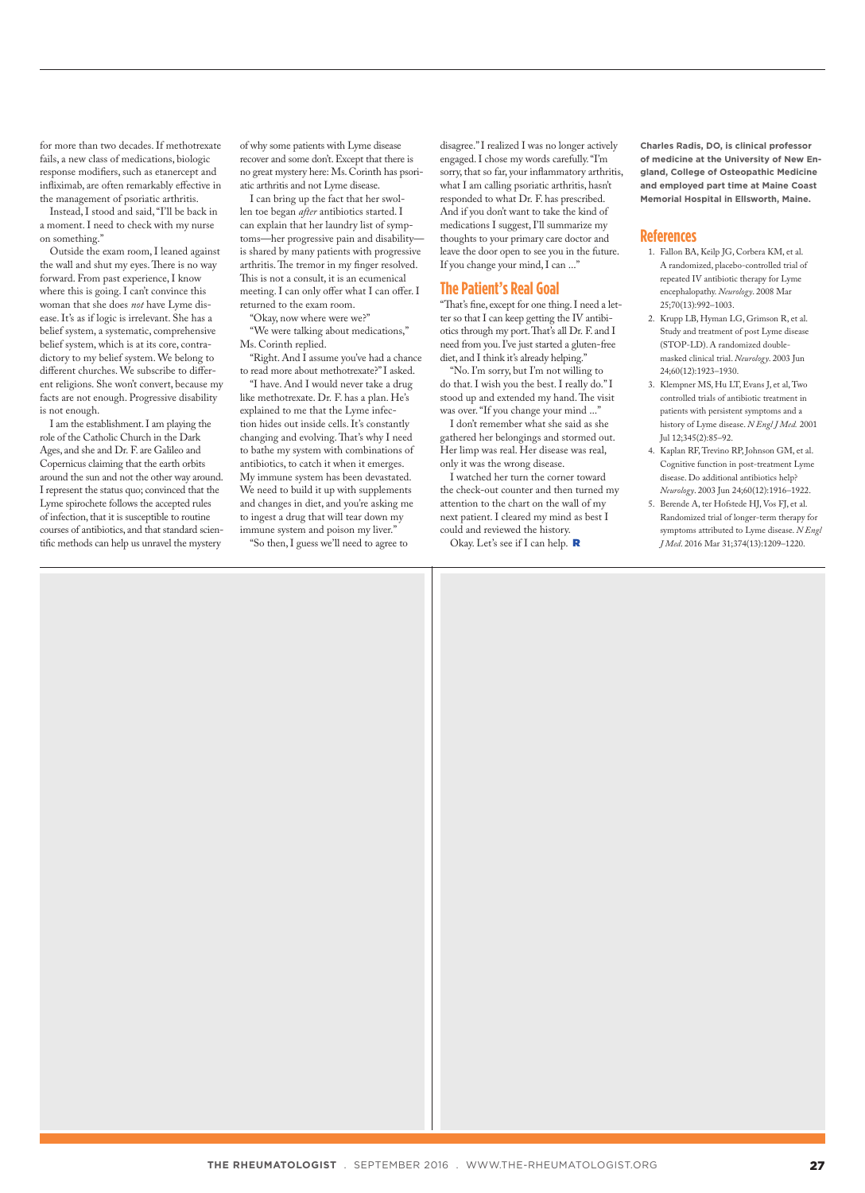for more than two decades. If methotrexate fails, a new class of medications, biologic response modifiers, such as etanercept and infliximab, are often remarkably effective in the management of psoriatic arthritis.

Instead, I stood and said, "I'll be back in a moment. I need to check with my nurse on something."

Outside the exam room, I leaned against the wall and shut my eyes. There is no way forward. From past experience, I know where this is going. I can't convince this woman that she does *not* have Lyme disease. It's as if logic is irrelevant. She has a belief system, a systematic, comprehensive belief system, which is at its core, contradictory to my belief system. We belong to different churches. We subscribe to different religions. She won't convert, because my facts are not enough. Progressive disability is not enough.

I am the establishment. I am playing the role of the Catholic Church in the Dark Ages, and she and Dr. F. are Galileo and Copernicus claiming that the earth orbits around the sun and not the other way around. I represent the status quo; convinced that the Lyme spirochete follows the accepted rules of infection, that it is susceptible to routine courses of antibiotics, and that standard scientific methods can help us unravel the mystery of why some patients with Lyme disease recover and some don't. Except that there is no great mystery here: Ms. Corinth has psoriatic arthritis and not Lyme disease.

I can bring up the fact that her swollen toe began *after* antibiotics started. I can explain that her laundry list of symptoms—her progressive pain and disability—is shared by many patients with progressive arthritis. The tremor in my finger resolved. This is not a consult, it is an ecumenical meeting. I can only offer what I can offer. I returned to the exam room.

"Okay, now where were we?"

"We were talking about medications," Ms. Corinth replied.

"Right. And I assume you've had a chance to read more about methotrexate?" I asked.

"I have. And I would never take a drug like methotrexate. Dr. F. has a plan. He's explained to me that the Lyme infection hides out inside cells. It's constantly changing and evolving. That's why I need to bathe my system with combinations of antibiotics, to catch it when it emerges. My immune system has been devastated. We need to build it up with supplements and changes in diet, and you're asking me to ingest a drug that will tear down my immune system and poison my liver."

"So then, I guess we'll need to agree to disagree." I realized I was no longer actively engaged. I chose my words carefully. "I'm sorry, that so far, your inflammatory arthritis, what I am calling psoriatic arthritis, hasn't responded to what Dr. F. has prescribed. And if you don't want to take the kind of medications I suggest, I'll summarize my thoughts to your primary care doctor and leave the door open to see you in the future. If you change your mind, I can …"

## The Patient's Real Goal

"That's fine, except for one thing. I need a letter so that I can keep getting the IV antibiotics through my port. That's all Dr. F. and I need from you. I've just started a gluten-free diet, and I think it's already helping."

"No. I'm sorry, but I'm not willing to do that. I wish you the best. I really do." I stood up and extended my hand. The visit was over. "If you change your mind …"

I don't remember what she said as she gathered her belongings and stormed out. Her limp was real. Her disease was real, only it was the wrong disease.

I watched her turn the corner toward the check-out counter and then turned my attention to the chart on the wall of my next patient. I cleared my mind as best I could and reviewed the history.

Okay. Let's see if I can help.

**Charles Radis, DO, is clinical professor of medicine at the University of New England, College of Osteopathic Medicine and employed part time at Maine Coast Memorial Hospital in Ellsworth, Maine.**

## References

1. Fallon BA, Keilp JG, Corbera KM, et al. A randomized, placebo-controlled trial of repeated IV antibiotic therapy for Lyme encephalopathy. *Neurology*. 2008 Mar 25;70(13):992–1003.
2. Krupp LB, Hyman LG, Grimson R, et al. Study and treatment of post Lyme disease (STOP-LD). A randomized double-masked clinical trial. *Neurology*. 2003 Jun 24;60(12):1923–1930.
3. Klempner MS, Hu LT, Evans J, et al. Two controlled trials of antibiotic treatment in patients with persistent symptoms and a history of Lyme disease. *N Engl J Med.* 2001 Jul 12;345(2):85–92.
4. Kaplan RF, Trevino RP, Johnson GM, et al. Cognitive function in post-treatment Lyme disease. Do additional antibiotics help? *Neurology*. 2003 Jun 24;60(12):1916–1922.
5. Berende A, ter Hofstede HJ, Vos FJ, et al. Randomized trial of longer-term therapy for symptoms attributed to Lyme disease. *N Engl J Med*. 2016 Mar 31;374(13):1209–1220.